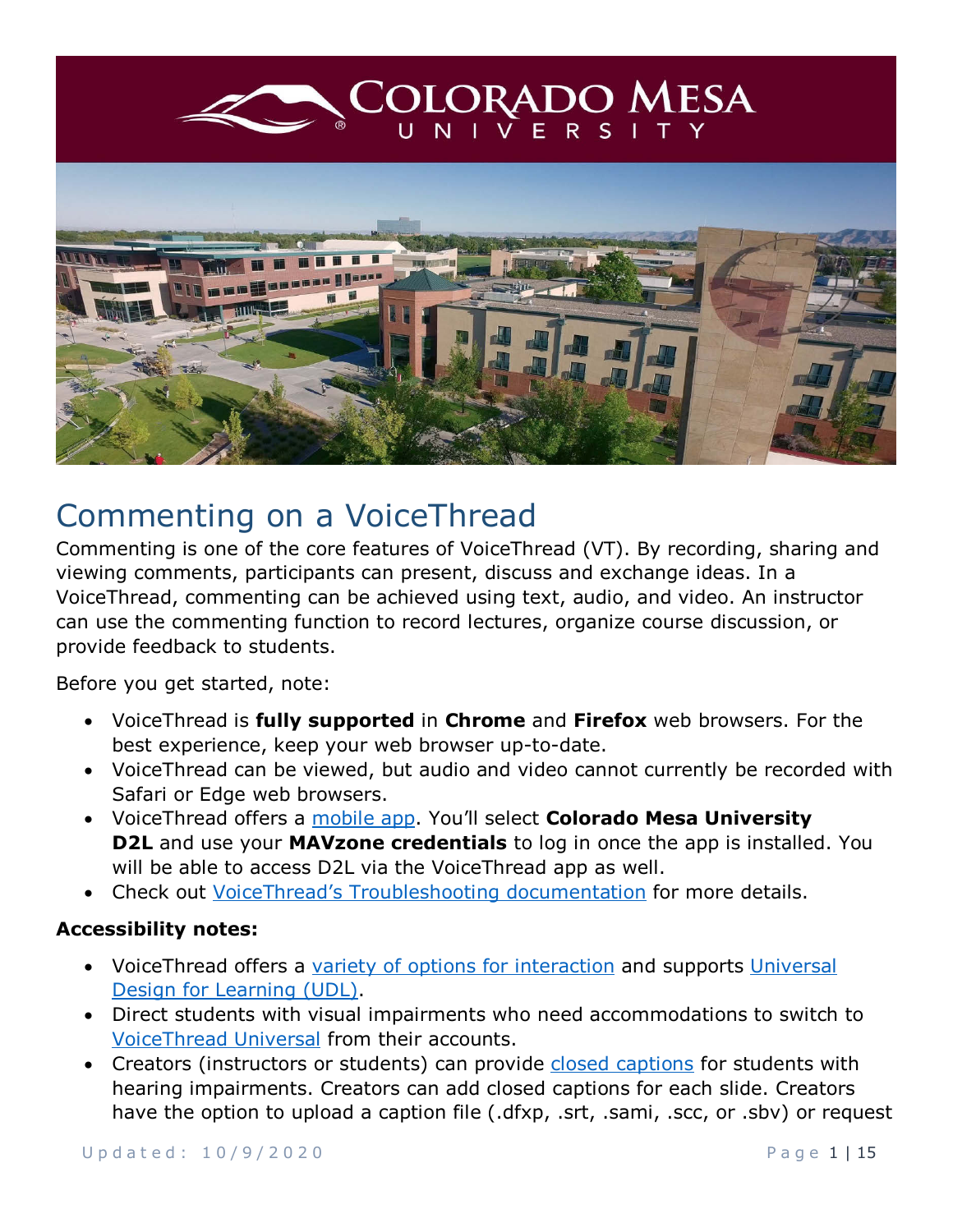# Commenting on a VoiceThread

Commenting is one of the core features of VoiceThread (VT). By recording, sharing and viewing comments, participants can present, discuss and exchange ideas. In a VoiceThread, commenting can be achieved using text, audio, and video. An instructor can use the commenting function to record lectures, organize course discussion, or provide feedback to students.

Before you get started, note:

- VoiceThread is **fully supported** in **Chrome** and **Firefox** web browsers. For the best experience, keep your web browser up-to-date.
- VoiceThread can be viewed, but audio and video cannot currently be recorded with Safari or Edge web browsers.
- VoiceThread offers a mobile app. You'll select **Colorado Mesa University D2L** and use your **MAVzone credentials** to log in once the app is installed. You will be able to access D2L via the VoiceThread app as well.
- Check out VoiceThread's Troubleshooting documentation for more details.

**Accessibility notes:**

- VoiceThread offers a variety of options for interaction and supports Universal Design for Learning (UDL).
- Direct students with visual impairments who need accommodations to switch to VoiceThread Universal from their accounts.
- Creators (instructors or students) can provide closed captions for students with hearing impairments. Creators can add closed captions for each slide. Creators have the option to upload a caption file (.dfxp, .srt, .sami, .scc, or .sbv) or request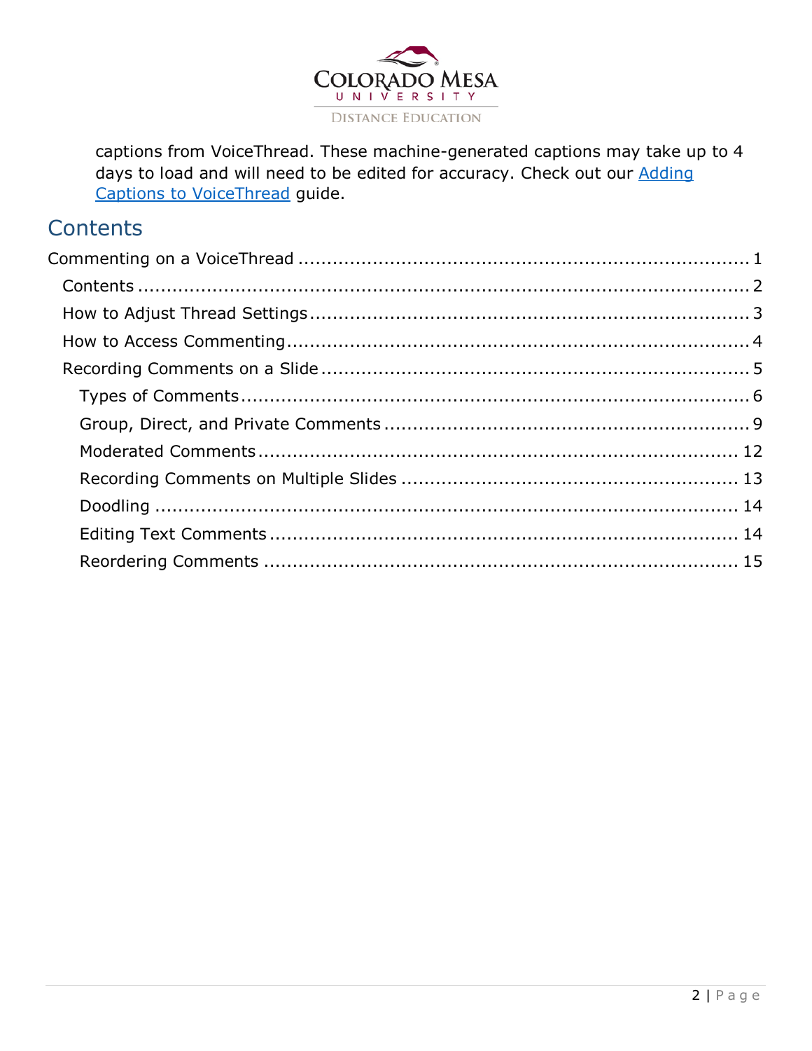captions from VoiceThread. These machine-generated captions may take up to 4 days to load and will need to be edited for accuracy. Check out our [Adding Captions to VoiceThread]() guide.

## Contents

Commenting on a VoiceThread ........................................................................ 1

- Contents ........................................................................................ 2
- How to Adjust Thread Settings ........................................................ 3
- How to Access Commenting ............................................................. 4
- Recording Comments on a Slide ...................................................... 5
  - Types of Comments ..................................................................... 6
  - Group, Direct, and Private Comments ........................................... 9
  - Moderated Comments ................................................................. 12
  - Recording Comments on Multiple Slides ....................................... 13
  - Doodling ..................................................................................... 14
  - Editing Text Comments ............................................................... 14
  - Reordering Comments ................................................................ 15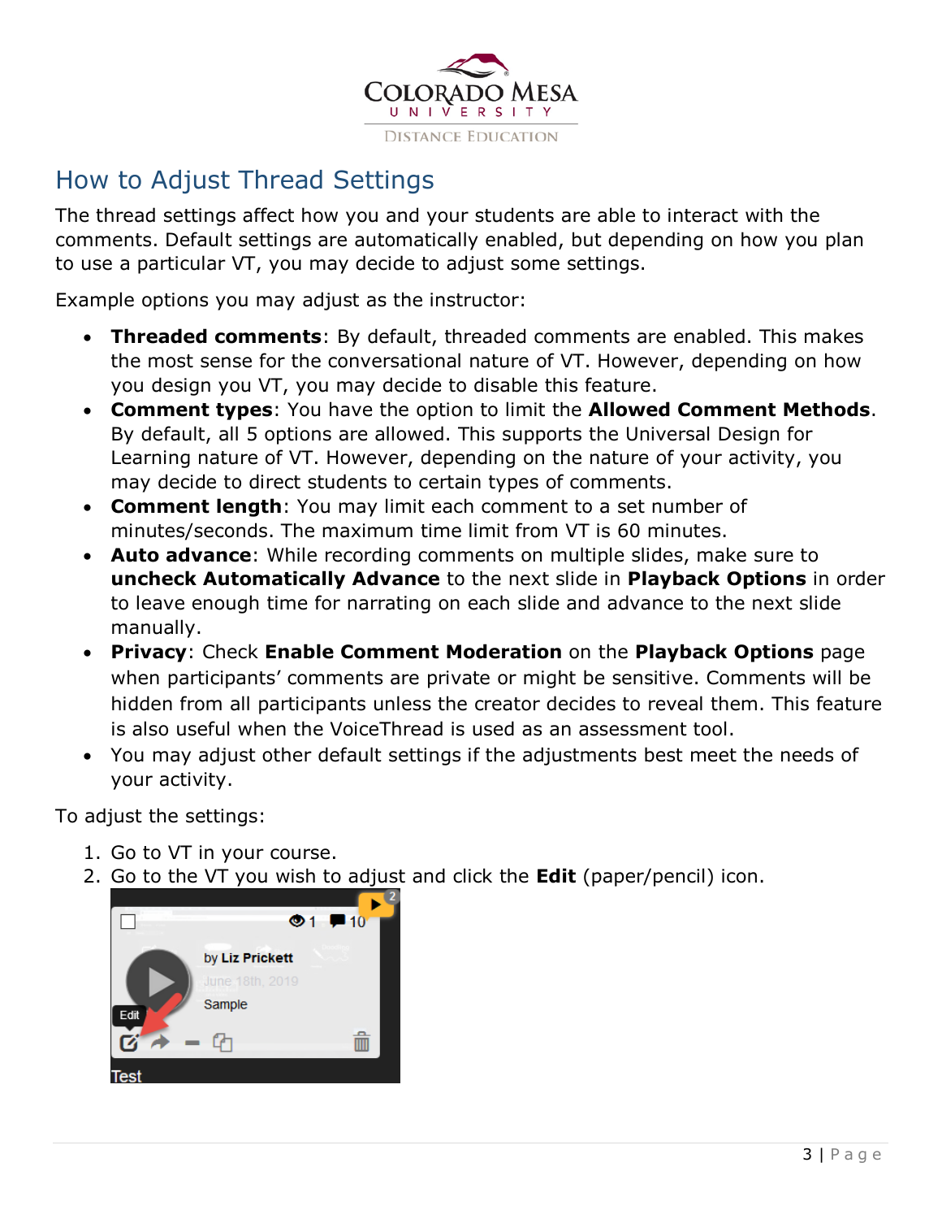## How to Adjust Thread Settings

The thread settings affect how you and your students are able to interact with the comments. Default settings are automatically enabled, but depending on how you plan to use a particular VT, you may decide to adjust some settings.

Example options you may adjust as the instructor:

- **Threaded comments**: By default, threaded comments are enabled. This makes the most sense for the conversational nature of VT. However, depending on how you design you VT, you may decide to disable this feature.
- **Comment types**: You have the option to limit the **Allowed Comment Methods**. By default, all 5 options are allowed. This supports the Universal Design for Learning nature of VT. However, depending on the nature of your activity, you may decide to direct students to certain types of comments.
- **Comment length**: You may limit each comment to a set number of minutes/seconds. The maximum time limit from VT is 60 minutes.
- **Auto advance**: While recording comments on multiple slides, make sure to **uncheck Automatically Advance** to the next slide in **Playback Options** in order to leave enough time for narrating on each slide and advance to the next slide manually.
- **Privacy**: Check **Enable Comment Moderation** on the **Playback Options** page when participants' comments are private or might be sensitive. Comments will be hidden from all participants unless the creator decides to reveal them. This feature is also useful when the VoiceThread is used as an assessment tool.
- You may adjust other default settings if the adjustments best meet the needs of your activity.

To adjust the settings:

1. Go to VT in your course.
2. Go to the VT you wish to adjust and click the **Edit** (paper/pencil) icon.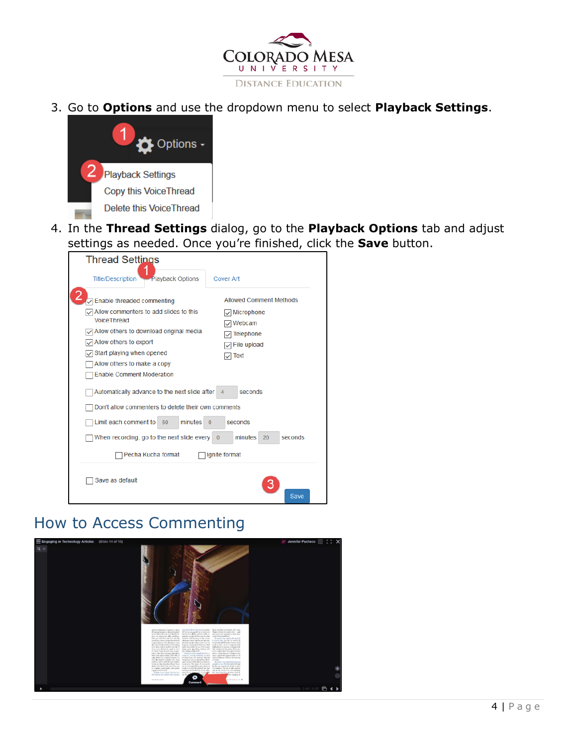3. Go to **Options** and use the dropdown menu to select **Playback Settings**.

4. In the **Thread Settings** dialog, go to the **Playback Options** tab and adjust settings as needed. Once you're finished, click the **Save** button.

## How to Access Commenting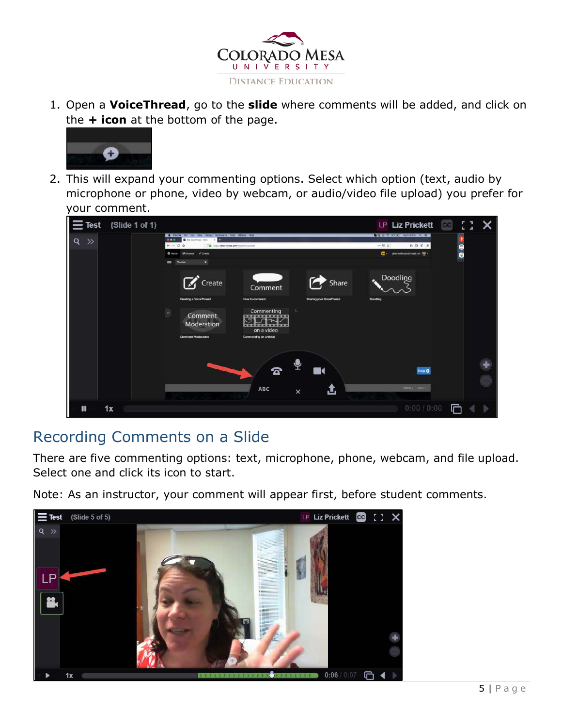1. Open a **VoiceThread**, go to the **slide** where comments will be added, and click on the **+ icon** at the bottom of the page.

2. This will expand your commenting options. Select which option (text, audio by microphone or phone, video by webcam, or audio/video file upload) you prefer for your comment.

## Recording Comments on a Slide

There are five commenting options: text, microphone, phone, webcam, and file upload. Select one and click its icon to start.

Note: As an instructor, your comment will appear first, before student comments.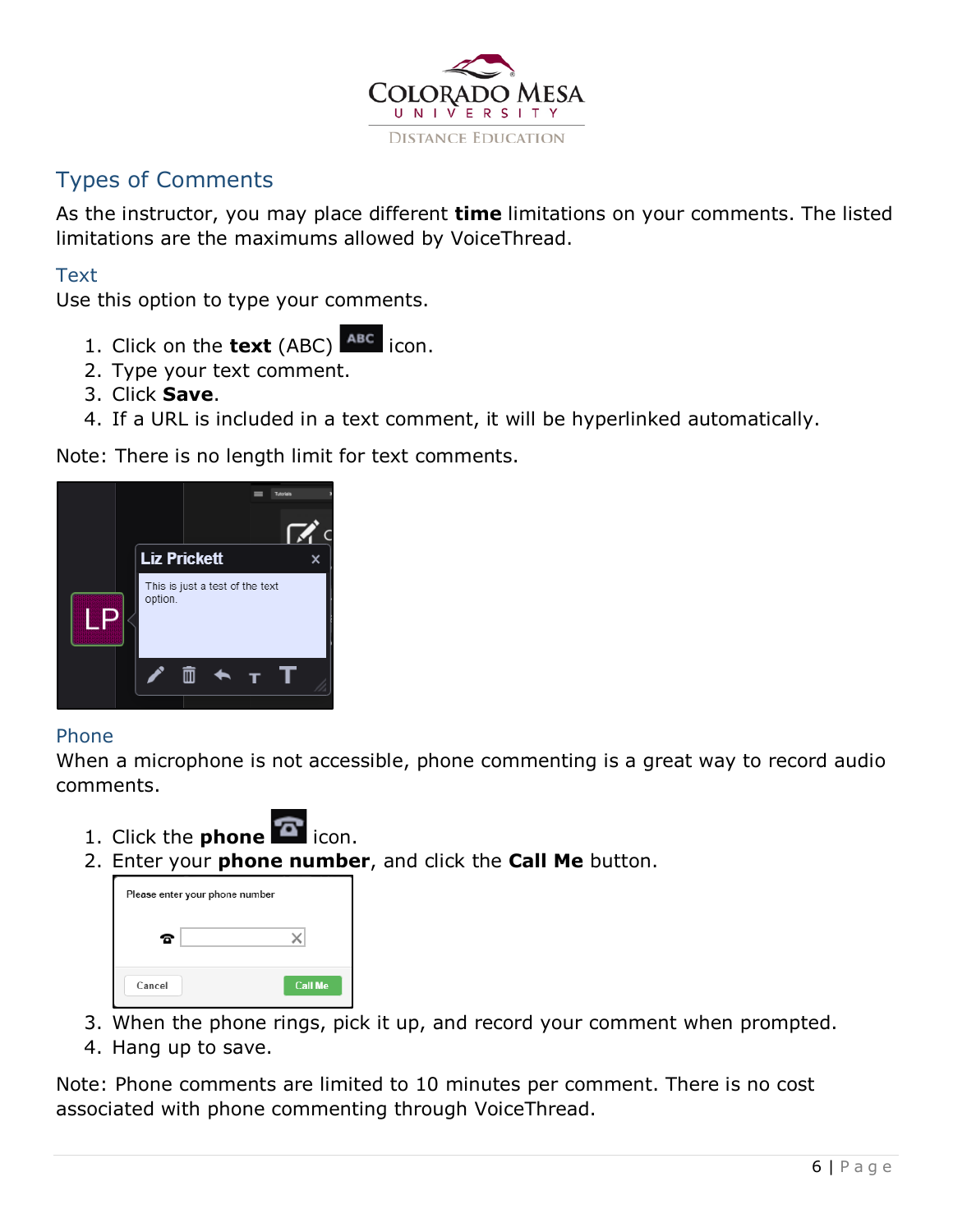## Types of Comments

As the instructor, you may place different **time** limitations on your comments. The listed limitations are the maximums allowed by VoiceThread.

### Text

Use this option to type your comments.

1. Click on the **text** (ABC) icon.
2. Type your text comment.
3. Click **Save**.
4. If a URL is included in a text comment, it will be hyperlinked automatically.

Note: There is no length limit for text comments.

### Phone

When a microphone is not accessible, phone commenting is a great way to record audio comments.

1. Click the **phone** icon.
2. Enter your **phone number**, and click the **Call Me** button.
3. When the phone rings, pick it up, and record your comment when prompted.
4. Hang up to save.

Note: Phone comments are limited to 10 minutes per comment. There is no cost associated with phone commenting through VoiceThread.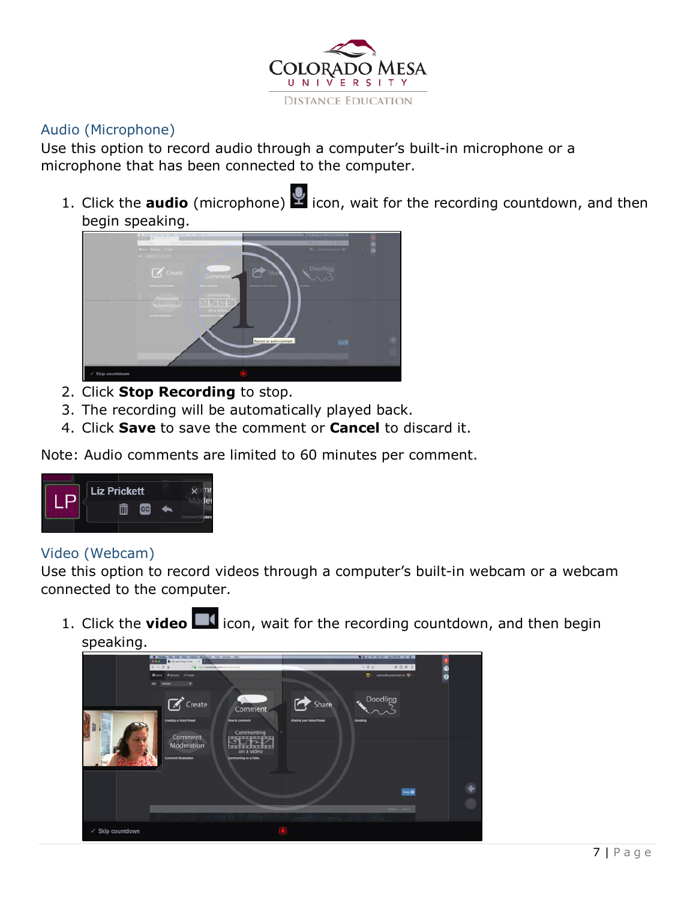## Audio (Microphone)

Use this option to record audio through a computer's built-in microphone or a microphone that has been connected to the computer.

1. Click the **audio** (microphone) icon, wait for the recording countdown, and then begin speaking.
2. Click **Stop Recording** to stop.
3. The recording will be automatically played back.
4. Click **Save** to save the comment or **Cancel** to discard it.

Note: Audio comments are limited to 60 minutes per comment.

## Video (Webcam)

Use this option to record videos through a computer's built-in webcam or a webcam connected to the computer.

1. Click the **video** icon, wait for the recording countdown, and then begin speaking.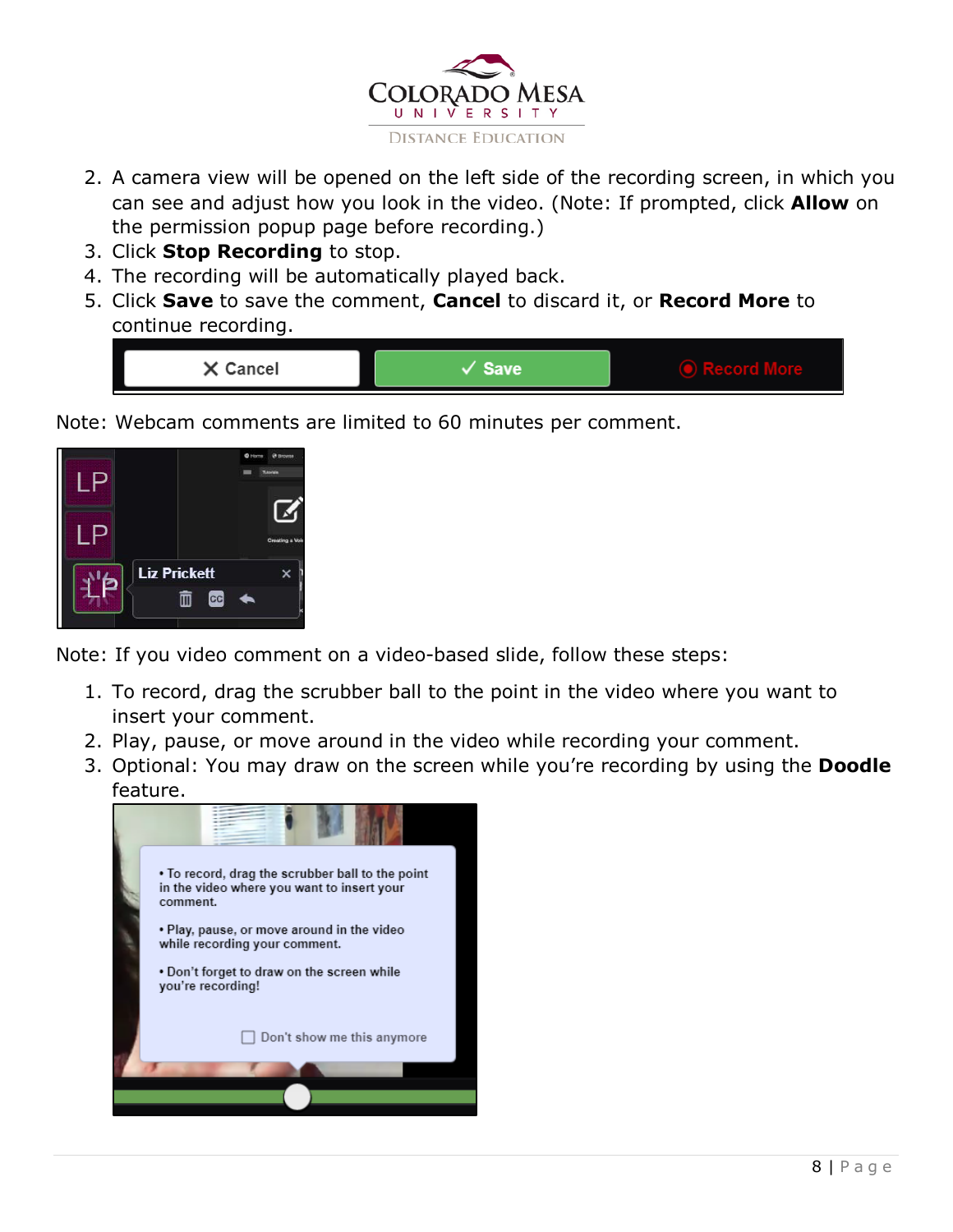2. A camera view will be opened on the left side of the recording screen, in which you can see and adjust how you look in the video. (Note: If prompted, click **Allow** on the permission popup page before recording.)
3. Click **Stop Recording** to stop.
4. The recording will be automatically played back.
5. Click **Save** to save the comment, **Cancel** to discard it, or **Record More** to continue recording.

Note: Webcam comments are limited to 60 minutes per comment.

Note: If you video comment on a video-based slide, follow these steps:

1. To record, drag the scrubber ball to the point in the video where you want to insert your comment.
2. Play, pause, or move around in the video while recording your comment.
3. Optional: You may draw on the screen while you're recording by using the **Doodle** feature.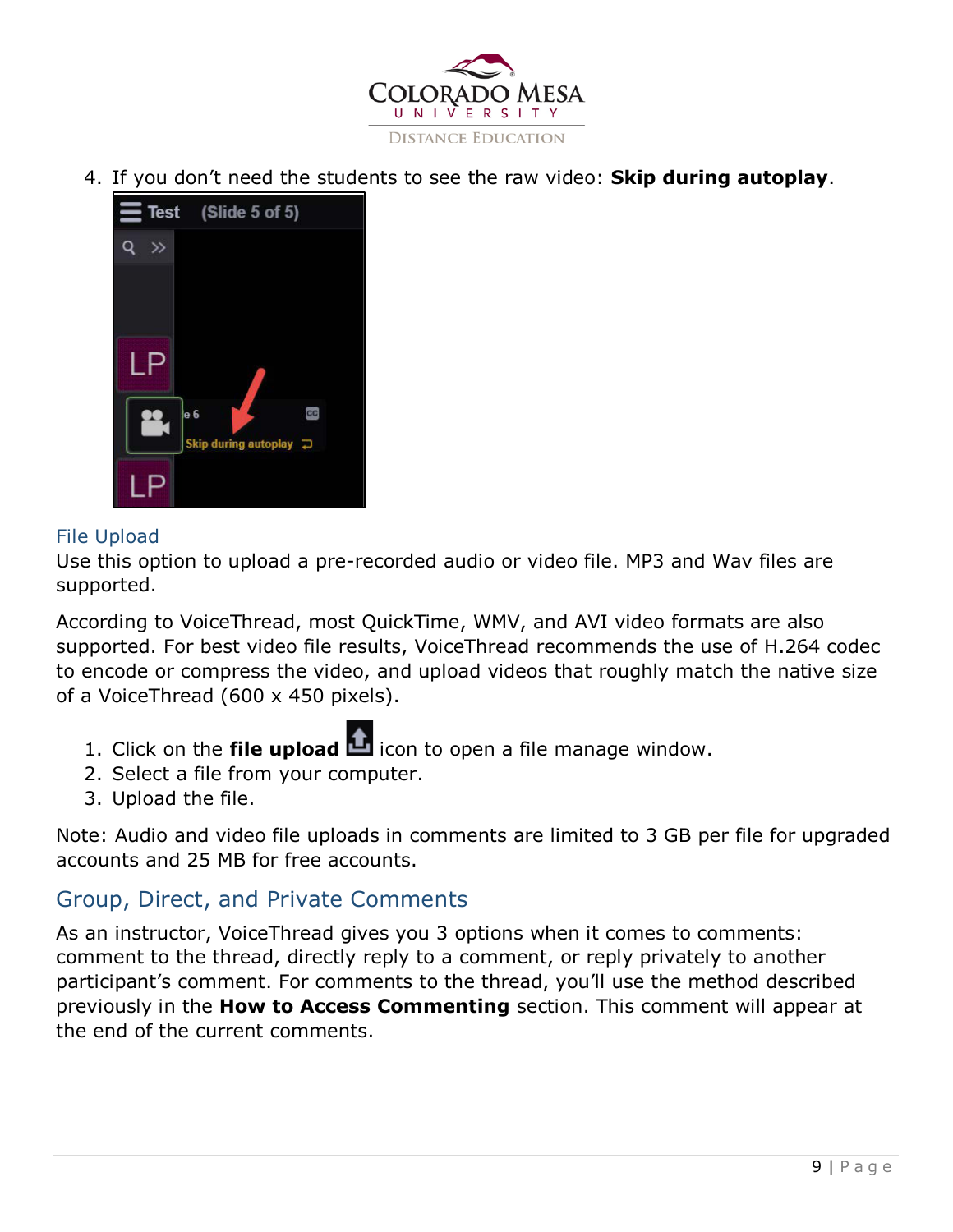4. If you don't need the students to see the raw video: **Skip during autoplay**.

### File Upload

Use this option to upload a pre-recorded audio or video file. MP3 and Wav files are supported.

According to VoiceThread, most QuickTime, WMV, and AVI video formats are also supported. For best video file results, VoiceThread recommends the use of H.264 codec to encode or compress the video, and upload videos that roughly match the native size of a VoiceThread (600 x 450 pixels).

1. Click on the **file upload** icon to open a file manage window.
2. Select a file from your computer.
3. Upload the file.

Note: Audio and video file uploads in comments are limited to 3 GB per file for upgraded accounts and 25 MB for free accounts.

## Group, Direct, and Private Comments

As an instructor, VoiceThread gives you 3 options when it comes to comments: comment to the thread, directly reply to a comment, or reply privately to another participant's comment. For comments to the thread, you'll use the method described previously in the **How to Access Commenting** section. This comment will appear at the end of the current comments.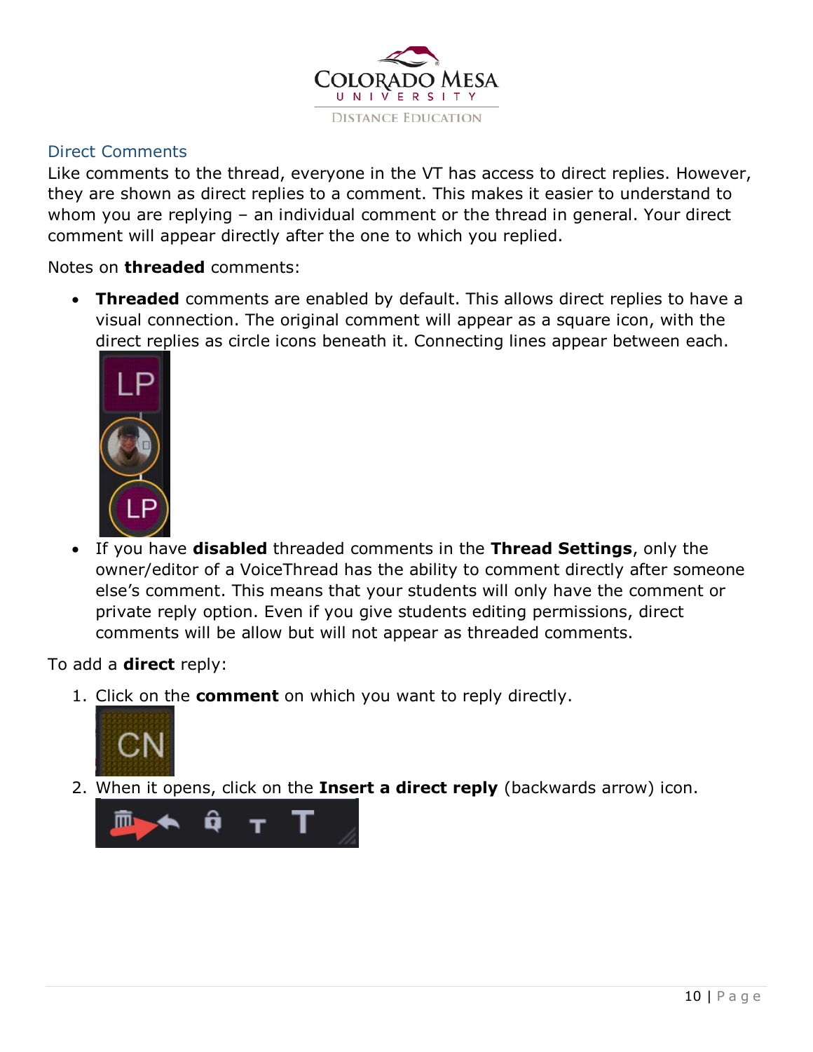## Direct Comments

Like comments to the thread, everyone in the VT has access to direct replies. However, they are shown as direct replies to a comment. This makes it easier to understand to whom you are replying – an individual comment or the thread in general. Your direct comment will appear directly after the one to which you replied.

Notes on **threaded** comments:

- **Threaded** comments are enabled by default. This allows direct replies to have a visual connection. The original comment will appear as a square icon, with the direct replies as circle icons beneath it. Connecting lines appear between each.
- If you have **disabled** threaded comments in the **Thread Settings**, only the owner/editor of a VoiceThread has the ability to comment directly after someone else's comment. This means that your students will only have the comment or private reply option. Even if you give students editing permissions, direct comments will be allow but will not appear as threaded comments.

To add a **direct** reply:

1. Click on the **comment** on which you want to reply directly.
2. When it opens, click on the **Insert a direct reply** (backwards arrow) icon.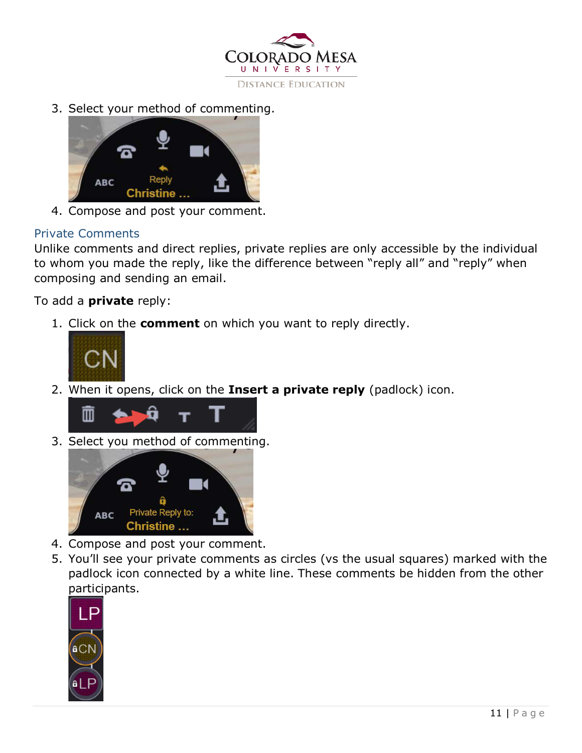3. Select your method of commenting.
4. Compose and post your comment.

## Private Comments

Unlike comments and direct replies, private replies are only accessible by the individual to whom you made the reply, like the difference between "reply all" and "reply" when composing and sending an email.

To add a **private** reply:

1. Click on the **comment** on which you want to reply directly.
2. When it opens, click on the **Insert a private reply** (padlock) icon.
3. Select you method of commenting.
4. Compose and post your comment.
5. You'll see your private comments as circles (vs the usual squares) marked with the padlock icon connected by a white line. These comments be hidden from the other participants.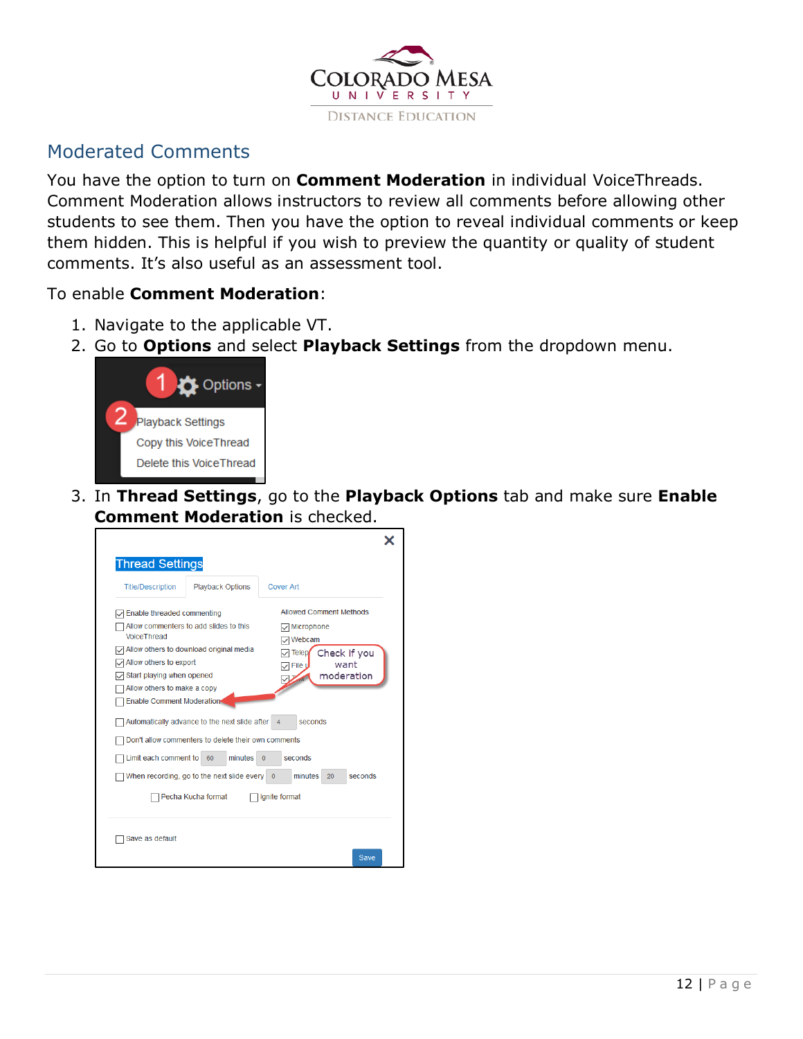## Moderated Comments

You have the option to turn on **Comment Moderation** in individual VoiceThreads. Comment Moderation allows instructors to review all comments before allowing other students to see them. Then you have the option to reveal individual comments or keep them hidden. This is helpful if you wish to preview the quantity or quality of student comments. It's also useful as an assessment tool.

To enable **Comment Moderation**:

1. Navigate to the applicable VT.
2. Go to **Options** and select **Playback Settings** from the dropdown menu.
3. In **Thread Settings**, go to the **Playback Options** tab and make sure **Enable Comment Moderation** is checked.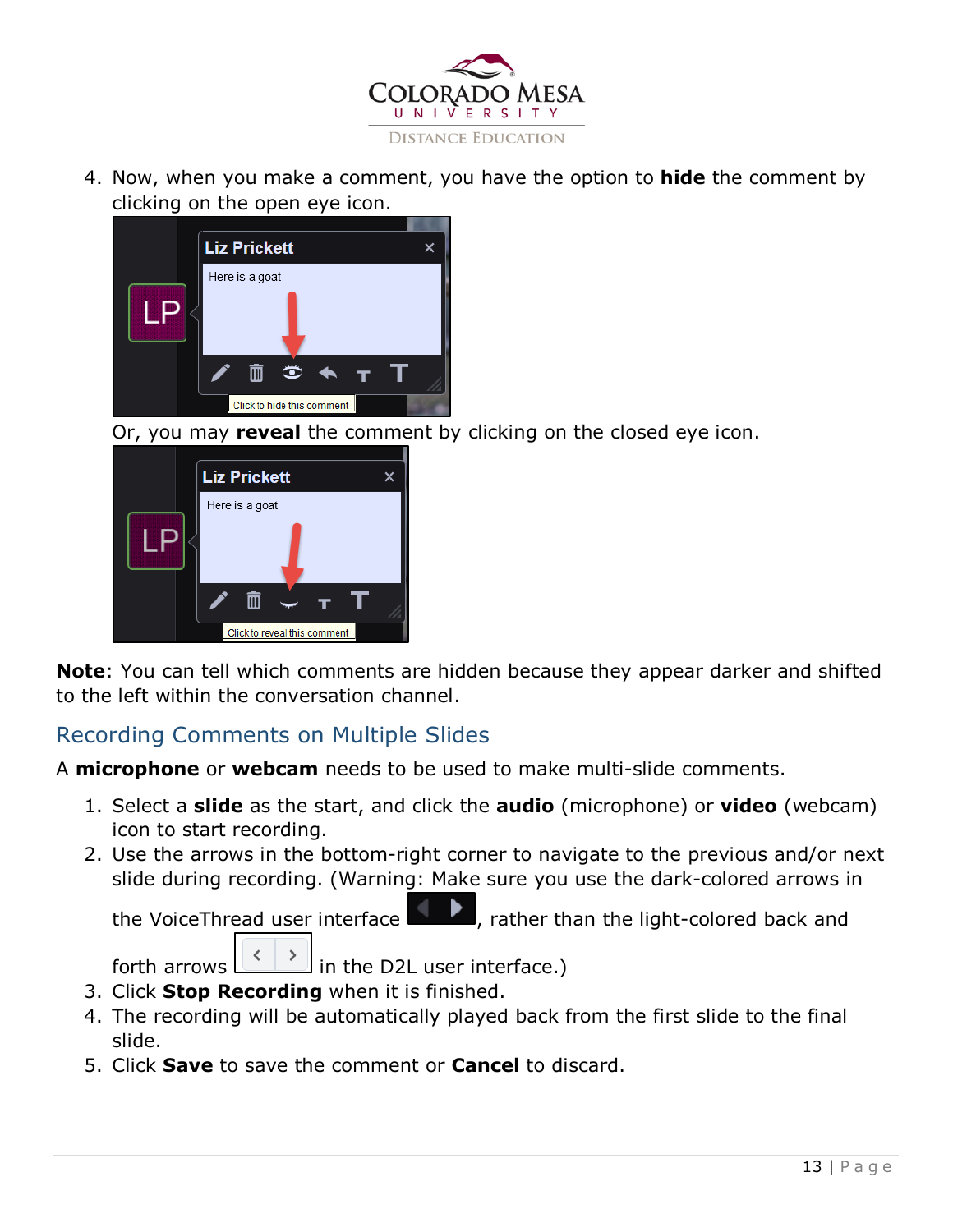4. Now, when you make a comment, you have the option to **hide** the comment by clicking on the open eye icon.

   Or, you may **reveal** the comment by clicking on the closed eye icon.

**Note**: You can tell which comments are hidden because they appear darker and shifted to the left within the conversation channel.

## Recording Comments on Multiple Slides

A **microphone** or **webcam** needs to be used to make multi-slide comments.

1. Select a **slide** as the start, and click the **audio** (microphone) or **video** (webcam) icon to start recording.
2. Use the arrows in the bottom-right corner to navigate to the previous and/or next slide during recording. (Warning: Make sure you use the dark-colored arrows in the VoiceThread user interface, rather than the light-colored back and forth arrows in the D2L user interface.)
3. Click **Stop Recording** when it is finished.
4. The recording will be automatically played back from the first slide to the final slide.
5. Click **Save** to save the comment or **Cancel** to discard.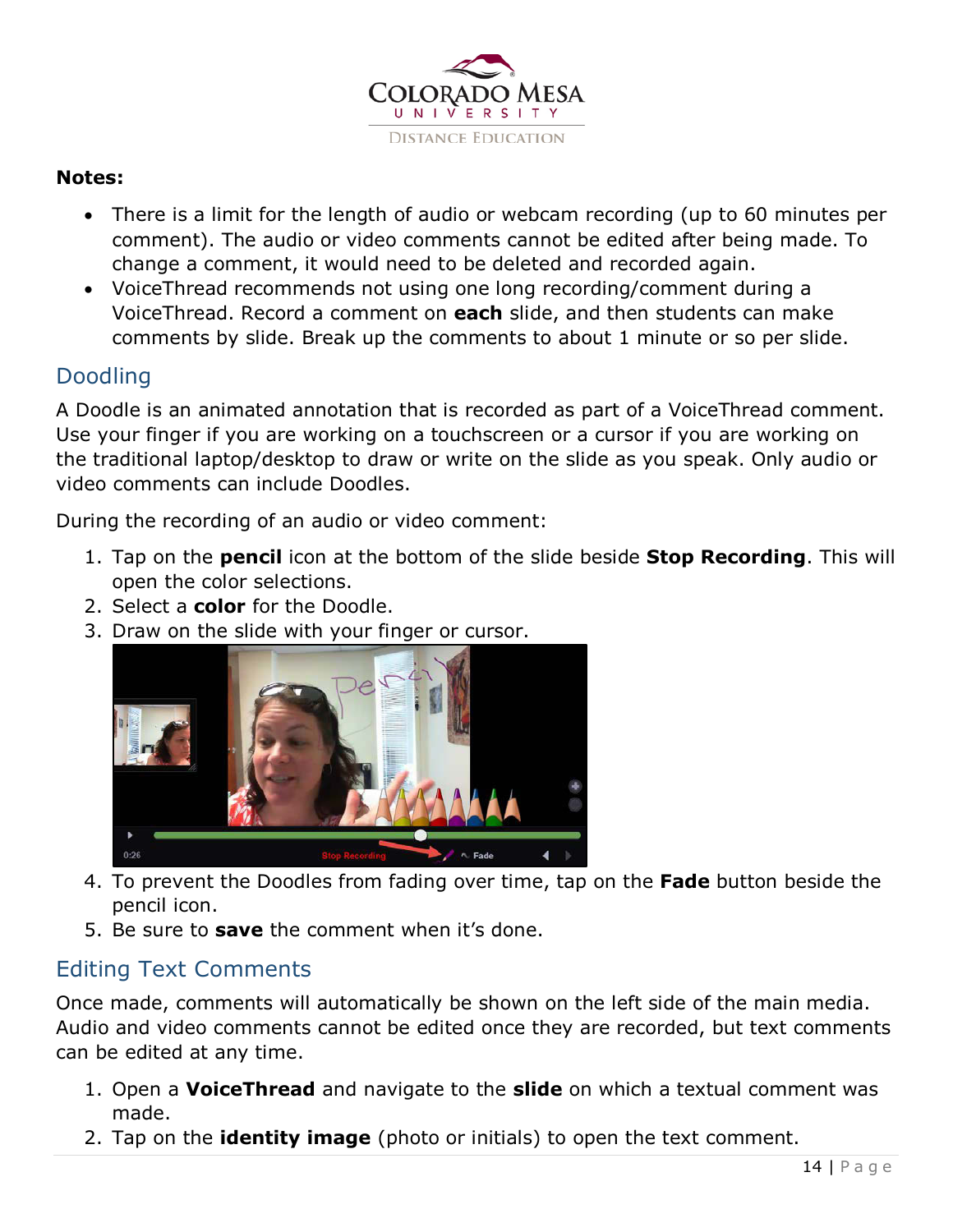**Notes:**

- There is a limit for the length of audio or webcam recording (up to 60 minutes per comment). The audio or video comments cannot be edited after being made. To change a comment, it would need to be deleted and recorded again.
- VoiceThread recommends not using one long recording/comment during a VoiceThread. Record a comment on **each** slide, and then students can make comments by slide. Break up the comments to about 1 minute or so per slide.

## Doodling

A Doodle is an animated annotation that is recorded as part of a VoiceThread comment. Use your finger if you are working on a touchscreen or a cursor if you are working on the traditional laptop/desktop to draw or write on the slide as you speak. Only audio or video comments can include Doodles.

During the recording of an audio or video comment:

1. Tap on the **pencil** icon at the bottom of the slide beside **Stop Recording**. This will open the color selections.
2. Select a **color** for the Doodle.
3. Draw on the slide with your finger or cursor.
4. To prevent the Doodles from fading over time, tap on the **Fade** button beside the pencil icon.
5. Be sure to **save** the comment when it's done.

## Editing Text Comments

Once made, comments will automatically be shown on the left side of the main media. Audio and video comments cannot be edited once they are recorded, but text comments can be edited at any time.

1. Open a **VoiceThread** and navigate to the **slide** on which a textual comment was made.
2. Tap on the **identity image** (photo or initials) to open the text comment.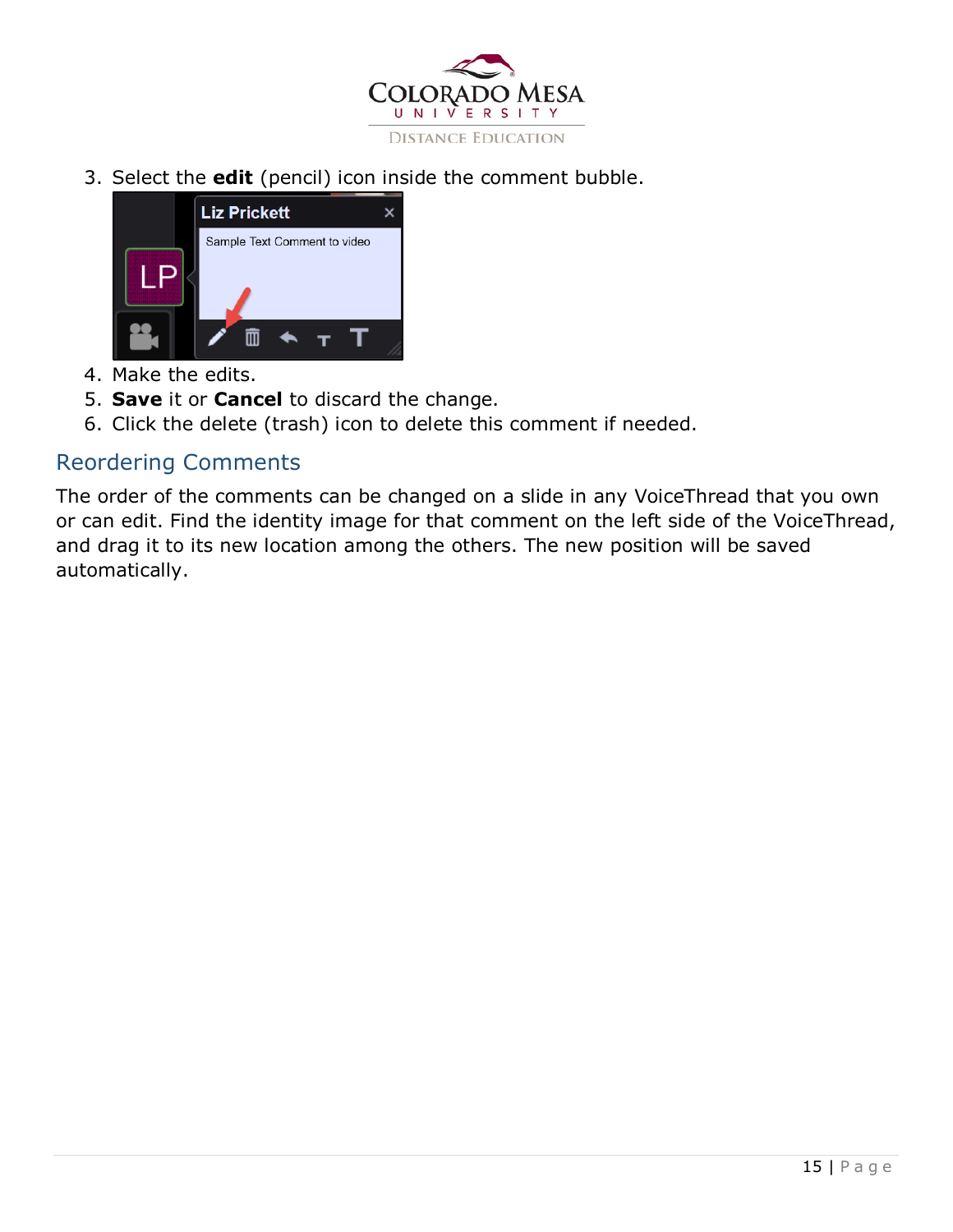3. Select the **edit** (pencil) icon inside the comment bubble.
4. Make the edits.
5. **Save** it or **Cancel** to discard the change.
6. Click the delete (trash) icon to delete this comment if needed.

## Reordering Comments

The order of the comments can be changed on a slide in any VoiceThread that you own or can edit. Find the identity image for that comment on the left side of the VoiceThread, and drag it to its new location among the others. The new position will be saved automatically.